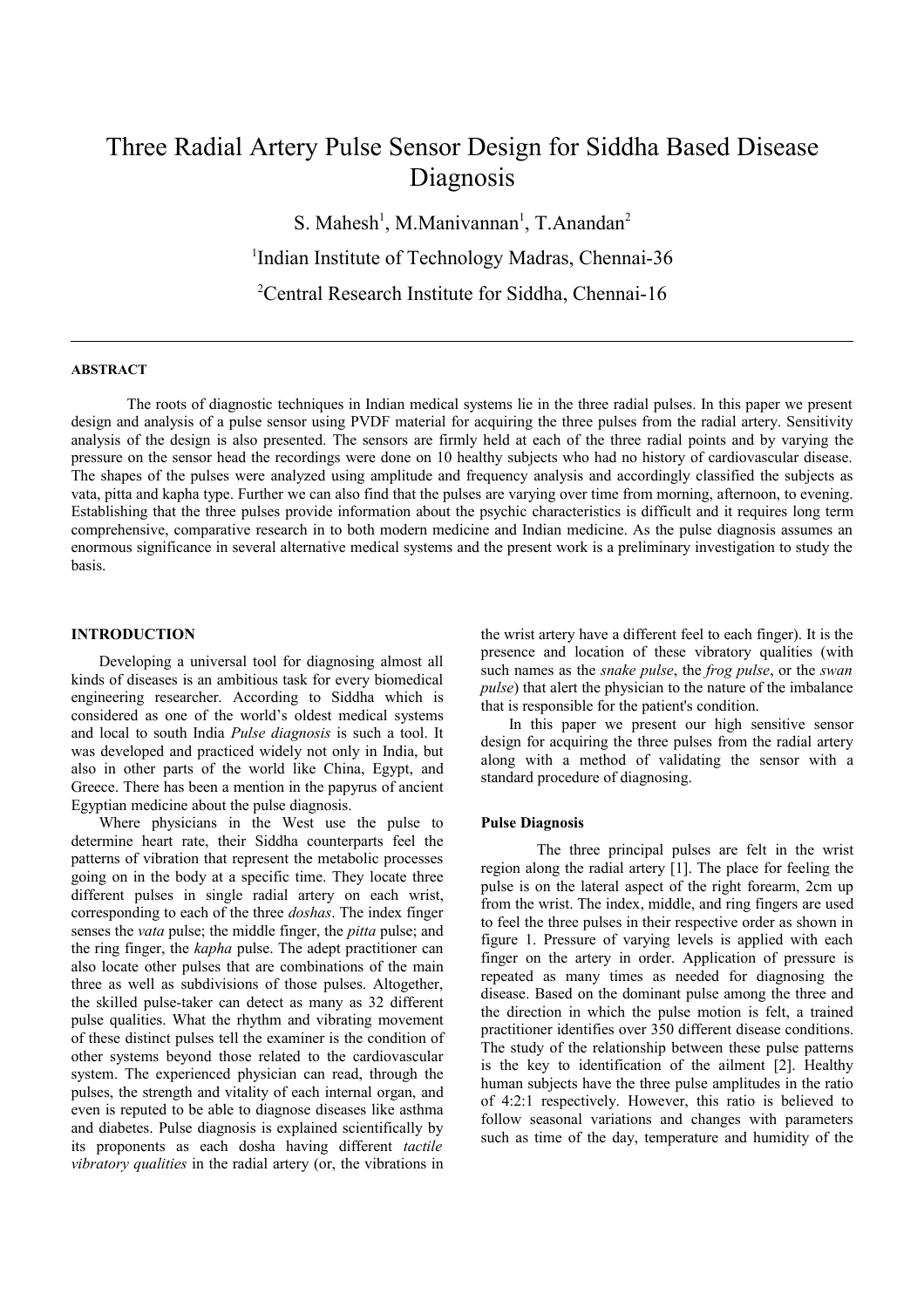# Three Radial Artery Pulse Sensor Design for Siddha Based Disease Diagnosis

S. Mahesh[1], M.Manivannan[1], T.Anandan[2]

[1]Indian Institute of Technology Madras, Chennai-36

[2]Central Research Institute for Siddha, Chennai-16

---

**ABSTRACT**

The roots of diagnostic techniques in Indian medical systems lie in the three radial pulses. In this paper we present design and analysis of a pulse sensor using PVDF material for acquiring the three pulses from the radial artery. Sensitivity analysis of the design is also presented. The sensors are firmly held at each of the three radial points and by varying the pressure on the sensor head the recordings were done on 10 healthy subjects who had no history of cardiovascular disease. The shapes of the pulses were analyzed using amplitude and frequency analysis and accordingly classified the subjects as vata, pitta and kapha type. Further we can also find that the pulses are varying over time from morning, afternoon, to evening. Establishing that the three pulses provide information about the psychic characteristics is difficult and it requires long term comprehensive, comparative research in to both modern medicine and Indian medicine. As the pulse diagnosis assumes an enormous significance in several alternative medical systems and the present work is a preliminary investigation to study the basis.

## INTRODUCTION

Developing a universal tool for diagnosing almost all kinds of diseases is an ambitious task for every biomedical engineering researcher. According to Siddha which is considered as one of the world's oldest medical systems and local to south India *Pulse diagnosis* is such a tool. It was developed and practiced widely not only in India, but also in other parts of the world like China, Egypt, and Greece. There has been a mention in the papyrus of ancient Egyptian medicine about the pulse diagnosis.

Where physicians in the West use the pulse to determine heart rate, their Siddha counterparts feel the patterns of vibration that represent the metabolic processes going on in the body at a specific time. They locate three different pulses in single radial artery on each wrist, corresponding to each of the three *doshas*. The index finger senses the *vata* pulse; the middle finger, the *pitta* pulse; and the ring finger, the *kapha* pulse. The adept practitioner can also locate other pulses that are combinations of the main three as well as subdivisions of those pulses. Altogether, the skilled pulse-taker can detect as many as 32 different pulse qualities. What the rhythm and vibrating movement of these distinct pulses tell the examiner is the condition of other systems beyond those related to the cardiovascular system. The experienced physician can read, through the pulses, the strength and vitality of each internal organ, and even is reputed to be able to diagnose diseases like asthma and diabetes. Pulse diagnosis is explained scientifically by its proponents as each dosha having different *tactile vibratory qualities* in the radial artery (or, the vibrations in the wrist artery have a different feel to each finger). It is the presence and location of these vibratory qualities (with such names as the *snake pulse*, the *frog pulse*, or the *swan pulse*) that alert the physician to the nature of the imbalance that is responsible for the patient's condition.

In this paper we present our high sensitive sensor design for acquiring the three pulses from the radial artery along with a method of validating the sensor with a standard procedure of diagnosing.

### Pulse Diagnosis

The three principal pulses are felt in the wrist region along the radial artery [1]. The place for feeling the pulse is on the lateral aspect of the right forearm, 2cm up from the wrist. The index, middle, and ring fingers are used to feel the three pulses in their respective order as shown in figure 1. Pressure of varying levels is applied with each finger on the artery in order. Application of pressure is repeated as many times as needed for diagnosing the disease. Based on the dominant pulse among the three and the direction in which the pulse motion is felt, a trained practitioner identifies over 350 different disease conditions. The study of the relationship between these pulse patterns is the key to identification of the ailment [2]. Healthy human subjects have the three pulse amplitudes in the ratio of 4:2:1 respectively. However, this ratio is believed to follow seasonal variations and changes with parameters such as time of the day, temperature and humidity of the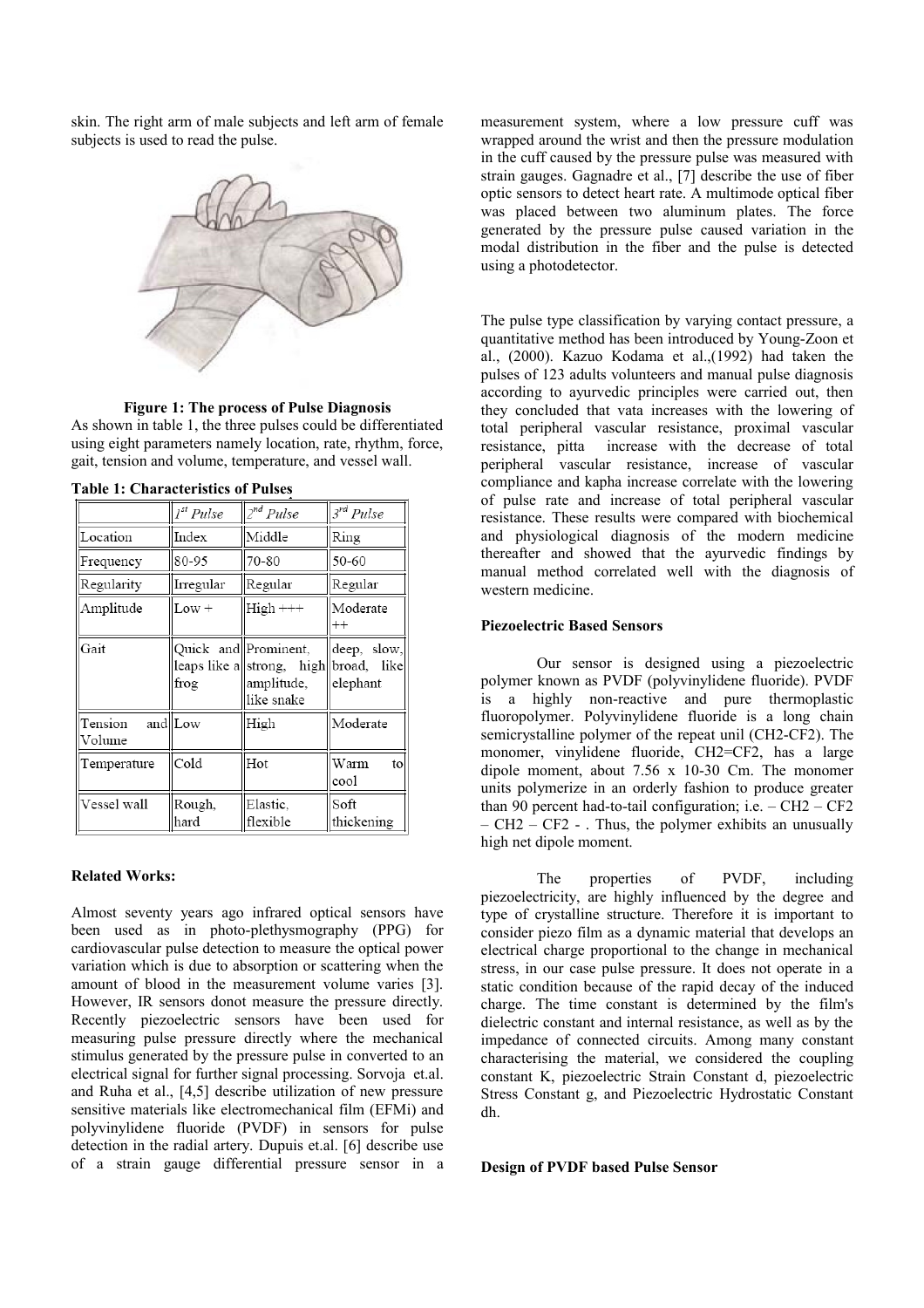skin. The right arm of male subjects and left arm of female subjects is used to read the pulse.

**Figure 1: The process of Pulse Diagnosis**

As shown in table 1, the three pulses could be differentiated using eight parameters namely location, rate, rhythm, force, gait, tension and volume, temperature, and vessel wall.

**Table 1: Characteristics of Pulses**

| | *1st Pulse* | *2nd Pulse* | *3rd Pulse* |
|---|---|---|---|
| Location | Index | Middle | Ring |
| Frequency | 80-95 | 70-80 | 50-60 |
| Regularity | Irregular | Regular | Regular |
| Amplitude | Low + | High +++ | Moderate ++ |
| Gait | Quick and leaps like a frog | Prominent, strong, high amplitude, like snake | deep, slow, broad, like elephant |
| Tension and Volume | Low | High | Moderate |
| Temperature | Cold | Hot | Warm to cool |
| Vessel wall | Rough, hard | Elastic, flexible | Soft thickening |

**Related Works:**

Almost seventy years ago infrared optical sensors have been used as in photo-plethysmography (PPG) for cardiovascular pulse detection to measure the optical power variation which is due to absorption or scattering when the amount of blood in the measurement volume varies [3]. However, IR sensors donot measure the pressure directly. Recently piezoelectric sensors have been used for measuring pulse pressure directly where the mechanical stimulus generated by the pressure pulse in converted to an electrical signal for further signal processing. Sorvoja et.al. and Ruha et al., [4,5] describe utilization of new pressure sensitive materials like electromechanical film (EFMi) and polyvinylidene fluoride (PVDF) in sensors for pulse detection in the radial artery. Dupuis et.al. [6] describe use of a strain gauge differential pressure sensor in a measurement system, where a low pressure cuff was wrapped around the wrist and then the pressure modulation in the cuff caused by the pressure pulse was measured with strain gauges. Gagnadre et al., [7] describe the use of fiber optic sensors to detect heart rate. A multimode optical fiber was placed between two aluminum plates. The force generated by the pressure pulse caused variation in the modal distribution in the fiber and the pulse is detected using a photodetector.

The pulse type classification by varying contact pressure, a quantitative method has been introduced by Young-Zoon et al., (2000). Kazuo Kodama et al.,(1992) had taken the pulses of 123 adults volunteers and manual pulse diagnosis according to ayurvedic principles were carried out, then they concluded that vata increases with the lowering of total peripheral vascular resistance, proximal vascular resistance, pitta increase with the decrease of total peripheral vascular resistance, increase of vascular compliance and kapha increase correlate with the lowering of pulse rate and increase of total peripheral vascular resistance. These results were compared with biochemical and physiological diagnosis of the modern medicine thereafter and showed that the ayurvedic findings by manual method correlated well with the diagnosis of western medicine.

**Piezoelectric Based Sensors**

Our sensor is designed using a piezoelectric polymer known as PVDF (polyvinylidene fluoride). PVDF is a highly non-reactive and pure thermoplastic fluoropolymer. Polyvinylidene fluoride is a long chain semicrystalline polymer of the repeat unil ($CH_2$-$CF_2$). The monomer, vinylidene fluoride, $CH_2$=$CF_2$, has a large dipole moment, about 7.56 x 10-30 Cm. The monomer units polymerize in an orderly fashion to produce greater than 90 percent had-to-tail configuration; i.e. – $CH_2$ – $CF_2$ – $CH_2$ – $CF_2$ - . Thus, the polymer exhibits an unusually high net dipole moment.

The properties of PVDF, including piezoelectricity, are highly influenced by the degree and type of crystalline structure. Therefore it is important to consider piezo film as a dynamic material that develops an electrical charge proportional to the change in mechanical stress, in our case pulse pressure. It does not operate in a static condition because of the rapid decay of the induced charge. The time constant is determined by the film's dielectric constant and internal resistance, as well as by the impedance of connected circuits. Among many constant characterising the material, we considered the coupling constant K, piezoelectric Strain Constant d, piezoelectric Stress Constant g, and Piezoelectric Hydrostatic Constant dh.

**Design of PVDF based Pulse Sensor**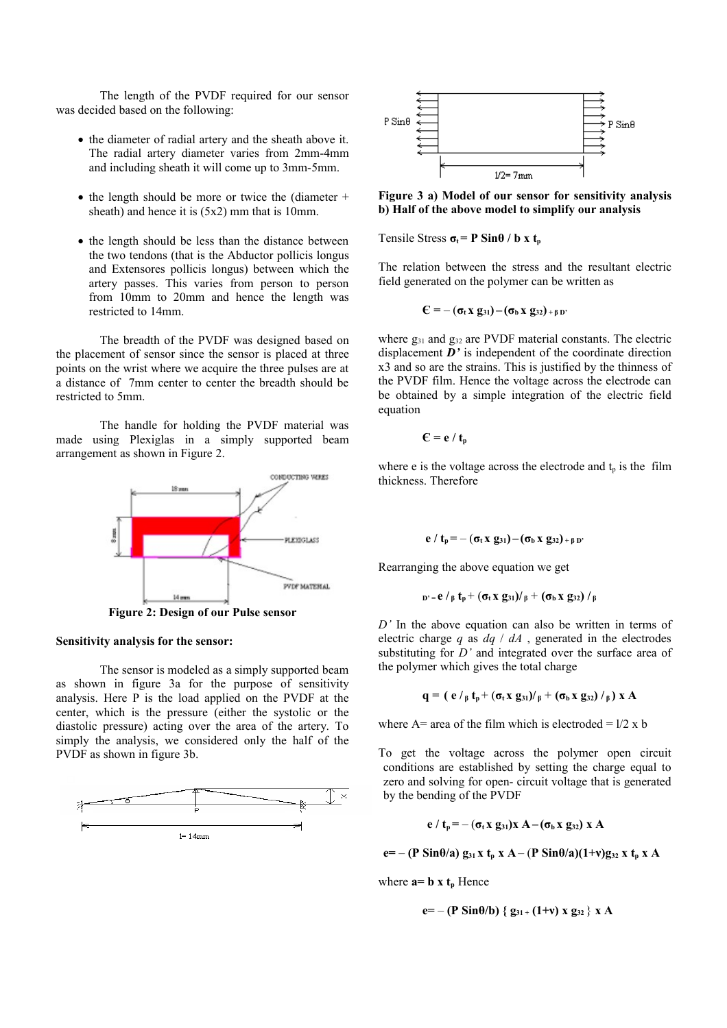The length of the PVDF required for our sensor was decided based on the following:

- the diameter of radial artery and the sheath above it. The radial artery diameter varies from 2mm-4mm and including sheath it will come up to 3mm-5mm.
- the length should be more or twice the (diameter + sheath) and hence it is (5x2) mm that is 10mm.
- the length should be less than the distance between the two tendons (that is the Abductor pollicis longus and Extensores pollicis longus) between which the artery passes. This varies from person to person from 10mm to 20mm and hence the length was restricted to 14mm.

The breadth of the PVDF was designed based on the placement of sensor since the sensor is placed at three points on the wrist where we acquire the three pulses are at a distance of 7mm center to center the breadth should be restricted to 5mm.

The handle for holding the PVDF material was made using Plexiglas in a simply supported beam arrangement as shown in Figure 2.

**Figure 2: Design of our Pulse sensor**

**Sensitivity analysis for the sensor:**

The sensor is modeled as a simply supported beam as shown in figure 3a for the purpose of sensitivity analysis. Here P is the load applied on the PVDF at the center, which is the pressure (either the systolic or the diastolic pressure) acting over the area of the artery. To simply the analysis, we considered only the half of the PVDF as shown in figure 3b.

**Figure 3 a) Model of our sensor for sensitivity analysis b) Half of the above model to simplify our analysis**

Tensile Stress $\sigma_t = P \sin\theta / b \times t_p$

The relation between the stress and the resultant electric field generated on the polymer can be written as

$$\epsilon = -(\sigma_t \times g_{31}) - (\sigma_b \times g_{32}) + \beta D'$$

where $g_{31}$ and $g_{32}$ are PVDF material constants. The electric displacement $D'$ is independent of the coordinate direction x3 and so are the strains. This is justified by the thinness of the PVDF film. Hence the voltage across the electrode can be obtained by a simple integration of the electric field equation

$$\epsilon = e / t_p$$

where e is the voltage across the electrode and $t_p$ is the film thickness. Therefore

$$e / t_p = -(\sigma_t \times g_{31}) - (\sigma_b \times g_{32}) + \beta D'$$

Rearranging the above equation we get

$$D' = e / \beta\, t_p + (\sigma_t \times g_{31}) / \beta + (\sigma_b \times g_{32}) / \beta$$

*D'* In the above equation can also be written in terms of electric charge *q* as *dq / dA* , generated in the electrodes substituting for *D'* and integrated over the surface area of the polymer which gives the total charge

$$q = (e / \beta\, t_p + (\sigma_t \times g_{31}) / \beta + (\sigma_b \times g_{32}) / \beta) \times A$$

where A= area of the film which is electroded = l/2 x b

To get the voltage across the polymer open circuit conditions are established by setting the charge equal to zero and solving for open- circuit voltage that is generated by the bending of the PVDF

$$e / t_p = -(\sigma_t \times g_{31}) \times A - (\sigma_b \times g_{32}) \times A$$

$$e = -(P \sin\theta / a)\, g_{31} \times t_p \times A - (P \sin\theta / a)(1+\nu) g_{32} \times t_p \times A$$

where $a = b \times t_p$ Hence

$$e = -(P \sin\theta / b)\, \{ g_{31} + (1+\nu) \times g_{32} \} \times A$$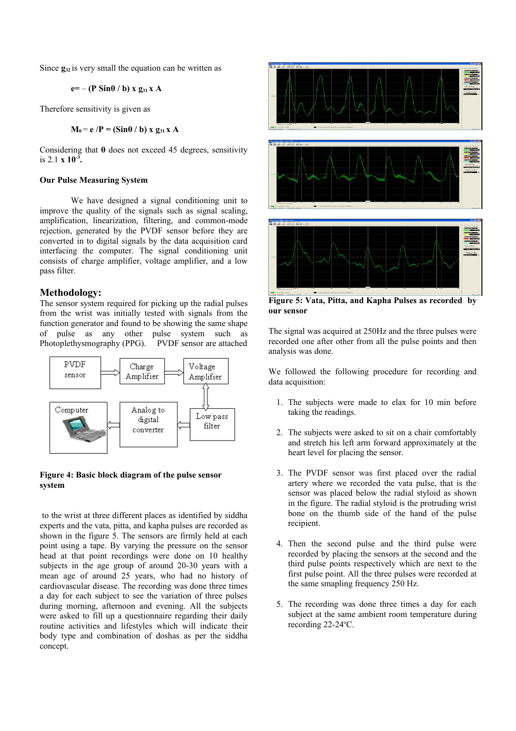Since $g_{32}$ is very small the equation can be written as

$$e = -(P \sin\theta / b) \times g_{31} \times A$$

Therefore sensitivity is given as

$$M_0 = e / P = (\sin\theta / b) \times g_{31} \times A$$

Considering that $\theta$ does not exceed 45 degrees, sensitivity is 2.1 **x $10^{-3}$.**

**Our Pulse Measuring System**

We have designed a signal conditioning unit to improve the quality of the signals such as signal scaling, amplification, linearization, filtering, and common-mode rejection, generated by the PVDF sensor before they are converted in to digital signals by the data acquisition card interfacing the computer. The signal conditioning unit consists of charge amplifier, voltage amplifier, and a low pass filter.

## Methodology:

The sensor system required for picking up the radial pulses from the wrist was initially tested with signals from the function generator and found to be showing the same shape of pulse as any other pulse system such as Photoplethysmography (PPG). PVDF sensor are attached to the wrist at three different places as identified by siddha experts and the vata, pitta, and kapha pulses are recorded as shown in the figure 5. The sensors are firmly held at each point using a tape. By varying the pressure on the sensor head at that point recordings were done on 10 healthy subjects in the age group of around 20-30 years with a mean age of around 25 years, who had no history of cardiovascular disease. The recording was done three times a day for each subject to see the variation of three pulses during morning, afternoon and evening. All the subjects were asked to fill up a questionnaire regarding their daily routine activities and lifestyles which will indicate their body type and combination of doshas as per the siddha concept.

PVDF sensor → Charge Amplifier → Voltage Amplifier → Low pass filter → Analog to digital converter → Computer

**Figure 4: Basic block diagram of the pulse sensor system**

**Figure 5: Vata, Pitta, and Kapha Pulses as recorded by our sensor**

The signal was acquired at 250Hz and the three pulses were recorded one after other from all the pulse points and then analysis was done.

We followed the following procedure for recording and data acquisition:

1. The subjects were made to elax for 10 min before taking the readings.
2. The subjects were asked to sit on a chair comfortably and stretch his left arm forward approximately at the heart level for placing the sensor.
3. The PVDF sensor was first placed over the radial artery where we recorded the vata pulse, that is the sensor was placed below the radial styloid as shown in the figure. The radial styloid is the protruding wrist bone on the thumb side of the hand of the pulse recipient.
4. Then the second pulse and the third pulse were recorded by placing the sensors at the second and the third pulse points respectively which are next to the first pulse point. All the three pulses were recorded at the same smapling frequency 250 Hz.
5. The recording was done three times a day for each subject at the same ambient room temperature during recording 22-24°C.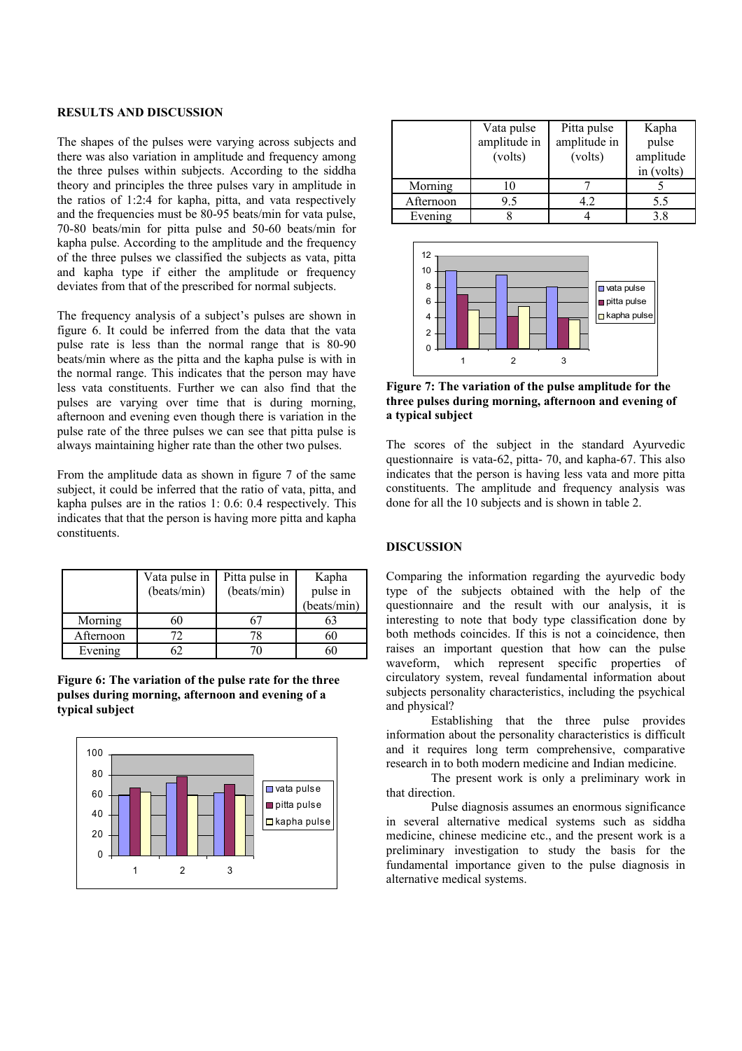## RESULTS AND DISCUSSION

The shapes of the pulses were varying across subjects and there was also variation in amplitude and frequency among the three pulses within subjects. According to the siddha theory and principles the three pulses vary in amplitude in the ratios of 1:2:4 for kapha, pitta, and vata respectively and the frequencies must be 80-95 beats/min for vata pulse, 70-80 beats/min for pitta pulse and 50-60 beats/min for kapha pulse. According to the amplitude and the frequency of the three pulses we classified the subjects as vata, pitta and kapha type if either the amplitude or frequency deviates from that of the prescribed for normal subjects.

The frequency analysis of a subject's pulses are shown in figure 6. It could be inferred from the data that the vata pulse rate is less than the normal range that is 80-90 beats/min where as the pitta and the kapha pulse is with in the normal range. This indicates that the person may have less vata constituents. Further we can also find that the pulses are varying over time that is during morning, afternoon and evening even though there is variation in the pulse rate of the three pulses we can see that pitta pulse is always maintaining higher rate than the other two pulses.

From the amplitude data as shown in figure 7 of the same subject, it could be inferred that the ratio of vata, pitta, and kapha pulses are in the ratios 1: 0.6: 0.4 respectively. This indicates that that the person is having more pitta and kapha constituents.

| | Vata pulse in (beats/min) | Pitta pulse in (beats/min) | Kapha pulse in (beats/min) |
|---|---|---|---|
| Morning | 60 | 67 | 63 |
| Afternoon | 72 | 78 | 60 |
| Evening | 62 | 70 | 60 |

**Figure 6: The variation of the pulse rate for the three pulses during morning, afternoon and evening of a typical subject**

| | Vata pulse amplitude in (volts) | Pitta pulse amplitude in (volts) | Kapha pulse amplitude in (volts) |
|---|---|---|---|
| Morning | 10 | 7 | 5 |
| Afternoon | 9.5 | 4.2 | 5.5 |
| Evening | 8 | 4 | 3.8 |

**Figure 7: The variation of the pulse amplitude for the three pulses during morning, afternoon and evening of a typical subject**

The scores of the subject in the standard Ayurvedic questionnaire is vata-62, pitta- 70, and kapha-67. This also indicates that the person is having less vata and more pitta constituents. The amplitude and frequency analysis was done for all the 10 subjects and is shown in table 2.

## DISCUSSION

Comparing the information regarding the ayurvedic body type of the subjects obtained with the help of the questionnaire and the result with our analysis, it is interesting to note that body type classification done by both methods coincides. If this is not a coincidence, then raises an important question that how can the pulse waveform, which represent specific properties of circulatory system, reveal fundamental information about subjects personality characteristics, including the psychical and physical?

Establishing that the three pulse provides information about the personality characteristics is difficult and it requires long term comprehensive, comparative research in to both modern medicine and Indian medicine.

The present work is only a preliminary work in that direction.

Pulse diagnosis assumes an enormous significance in several alternative medical systems such as siddha medicine, chinese medicine etc., and the present work is a preliminary investigation to study the basis for the fundamental importance given to the pulse diagnosis in alternative medical systems.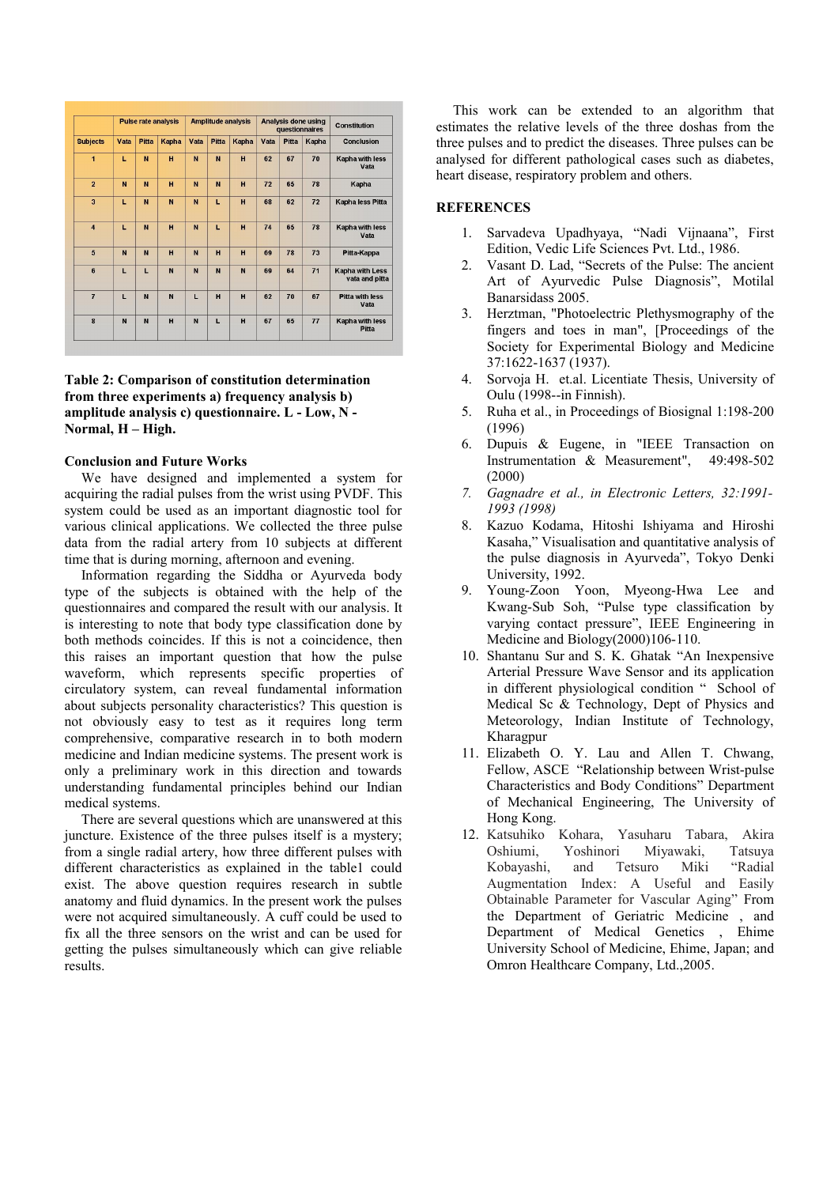| | Pulse rate analysis | | | Amplitude analysis | | | Analysis done using questionnaires | | | Constitution |
|---|---|---|---|---|---|---|---|---|---|---|
| Subjects | Vata | Pitta | Kapha | Vata | Pitta | Kapha | Vata | Pitta | Kapha | Conclusion |
| 1 | L | N | H | N | N | H | 62 | 67 | 70 | Kapha with less Vata |
| 2 | N | N | H | N | N | H | 72 | 65 | 78 | Kapha |
| 3 | L | N | N | N | L | H | 68 | 62 | 72 | Kapha less Pitta |
| 4 | L | N | H | N | L | H | 74 | 65 | 78 | Kapha with less Vata |
| 5 | N | N | H | N | H | H | 69 | 78 | 73 | Pitta-Kappa |
| 6 | L | L | N | N | N | N | 69 | 64 | 71 | Kapha with Less vata and pitta |
| 7 | L | N | N | L | H | H | 62 | 70 | 67 | Pitta with less Vata |
| 8 | N | N | H | N | L | H | 67 | 65 | 77 | Kapha with less Pitta |

**Table 2: Comparison of constitution determination from three experiments a) frequency analysis b) amplitude analysis c) questionnaire. L - Low, N - Normal, H – High.**

**Conclusion and Future Works**

We have designed and implemented a system for acquiring the radial pulses from the wrist using PVDF. This system could be used as an important diagnostic tool for various clinical applications. We collected the three pulse data from the radial artery from 10 subjects at different time that is during morning, afternoon and evening.

Information regarding the Siddha or Ayurveda body type of the subjects is obtained with the help of the questionnaires and compared the result with our analysis. It is interesting to note that body type classification done by both methods coincides. If this is not a coincidence, then this raises an important question that how the pulse waveform, which represents specific properties of circulatory system, can reveal fundamental information about subjects personality characteristics? This question is not obviously easy to test as it requires long term comprehensive, comparative research in to both modern medicine and Indian medicine systems. The present work is only a preliminary work in this direction and towards understanding fundamental principles behind our Indian medical systems.

There are several questions which are unanswered at this juncture. Existence of the three pulses itself is a mystery; from a single radial artery, how three different pulses with different characteristics as explained in the table1 could exist. The above question requires research in subtle anatomy and fluid dynamics. In the present work the pulses were not acquired simultaneously. A cuff could be used to fix all the three sensors on the wrist and can be used for getting the pulses simultaneously which can give reliable results.

This work can be extended to an algorithm that estimates the relative levels of the three doshas from the three pulses and to predict the diseases. Three pulses can be analysed for different pathological cases such as diabetes, heart disease, respiratory problem and others.

**REFERENCES**

1. Sarvadeva Upadhyaya, "Nadi Vijnaana", First Edition, Vedic Life Sciences Pvt. Ltd., 1986.
2. Vasant D. Lad, "Secrets of the Pulse: The ancient Art of Ayurvedic Pulse Diagnosis", Motilal Banarsidass 2005.
3. Herztman, "Photoelectric Plethysmography of the fingers and toes in man", [Proceedings of the Society for Experimental Biology and Medicine 37:1622-1637 (1937).
4. Sorvoja H. et.al. Licentiate Thesis, University of Oulu (1998--in Finnish).
5. Ruha et al., in Proceedings of Biosignal 1:198-200 (1996)
6. Dupuis & Eugene, in "IEEE Transaction on Instrumentation & Measurement", 49:498-502 (2000)
7. *Gagnadre et al., in Electronic Letters, 32:1991-1993 (1998)*
8. Kazuo Kodama, Hitoshi Ishiyama and Hiroshi Kasaha," Visualisation and quantitative analysis of the pulse diagnosis in Ayurveda", Tokyo Denki University, 1992.
9. Young-Zoon Yoon, Myeong-Hwa Lee and Kwang-Sub Soh, "Pulse type classification by varying contact pressure", IEEE Engineering in Medicine and Biology(2000)106-110.
10. Shantanu Sur and S. K. Ghatak "An Inexpensive Arterial Pressure Wave Sensor and its application in different physiological condition " School of Medical Sc & Technology, Dept of Physics and Meteorology, Indian Institute of Technology, Kharagpur
11. Elizabeth O. Y. Lau and Allen T. Chwang, Fellow, ASCE "Relationship between Wrist-pulse Characteristics and Body Conditions" Department of Mechanical Engineering, The University of Hong Kong.
12. Katsuhiko Kohara, Yasuharu Tabara, Akira Oshiumi, Yoshinori Miyawaki, Tatsuya Kobayashi, and Tetsuro Miki "Radial Augmentation Index: A Useful and Easily Obtainable Parameter for Vascular Aging" From the Department of Geriatric Medicine , and Department of Medical Genetics , Ehime University School of Medicine, Ehime, Japan; and Omron Healthcare Company, Ltd.,2005.